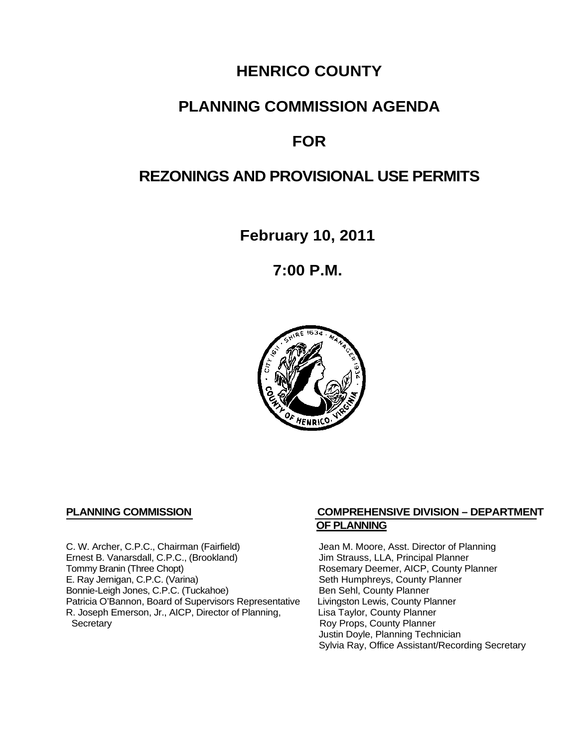# HENRICO COUNTY

# PLANNING COMMISSION AGENDA

# FOR

# REZONINGS AND PROVISIONAL USE PERMITS

**February 10, 2011**

**7:00 P.M.**

**PLANNING COMMISSION**

C. W. Archer, C.P.C., Chairman (Fairfield)
Ernest B. Vanarsdall, C.P.C., (Brookland)
Tommy Branin (Three Chopt)
E. Ray Jernigan, C.P.C. (Varina)
Bonnie-Leigh Jones, C.P.C. (Tuckahoe)
Patricia O'Bannon, Board of Supervisors Representative
R. Joseph Emerson, Jr., AICP, Director of Planning, Secretary

**COMPREHENSIVE DIVISION – DEPARTMENT OF PLANNING**

Jean M. Moore, Asst. Director of Planning
Jim Strauss, LLA, Principal Planner
Rosemary Deemer, AICP, County Planner
Seth Humphreys, County Planner
Ben Sehl, County Planner
Livingston Lewis, County Planner
Lisa Taylor, County Planner
Roy Props, County Planner
Justin Doyle, Planning Technician
Sylvia Ray, Office Assistant/Recording Secretary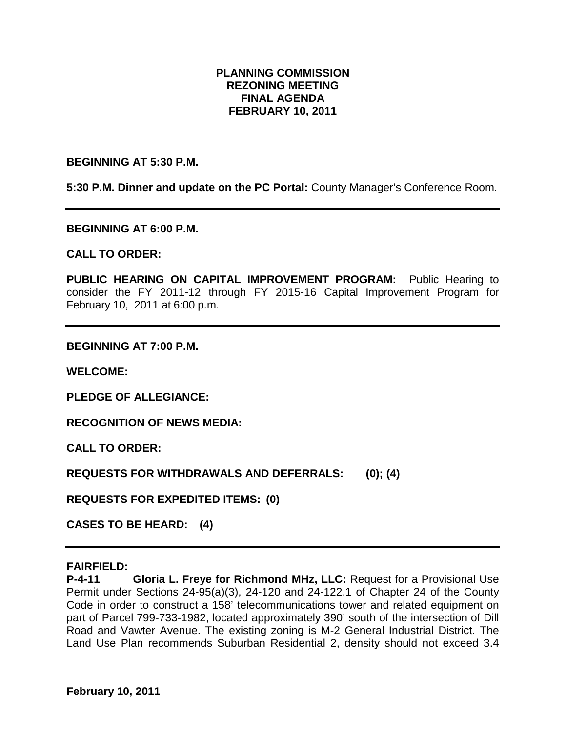# PLANNING COMMISSION
# REZONING MEETING
# FINAL AGENDA
# FEBRUARY 10, 2011

**BEGINNING AT 5:30 P.M.**

**5:30 P.M. Dinner and update on the PC Portal:** County Manager's Conference Room.

---

**BEGINNING AT 6:00 P.M.**

**CALL TO ORDER:**

**PUBLIC HEARING ON CAPITAL IMPROVEMENT PROGRAM:** Public Hearing to consider the FY 2011-12 through FY 2015-16 Capital Improvement Program for February 10, 2011 at 6:00 p.m.

---

**BEGINNING AT 7:00 P.M.**

**WELCOME:**

**PLEDGE OF ALLEGIANCE:**

**RECOGNITION OF NEWS MEDIA:**

**CALL TO ORDER:**

**REQUESTS FOR WITHDRAWALS AND DEFERRALS: (0); (4)**

**REQUESTS FOR EXPEDITED ITEMS: (0)**

**CASES TO BE HEARD: (4)**

---

**FAIRFIELD:**
**P-4-11 Gloria L. Freye for Richmond MHz, LLC:** Request for a Provisional Use Permit under Sections 24-95(a)(3), 24-120 and 24-122.1 of Chapter 24 of the County Code in order to construct a 158' telecommunications tower and related equipment on part of Parcel 799-733-1982, located approximately 390' south of the intersection of Dill Road and Vawter Avenue. The existing zoning is M-2 General Industrial District. The Land Use Plan recommends Suburban Residential 2, density should not exceed 3.4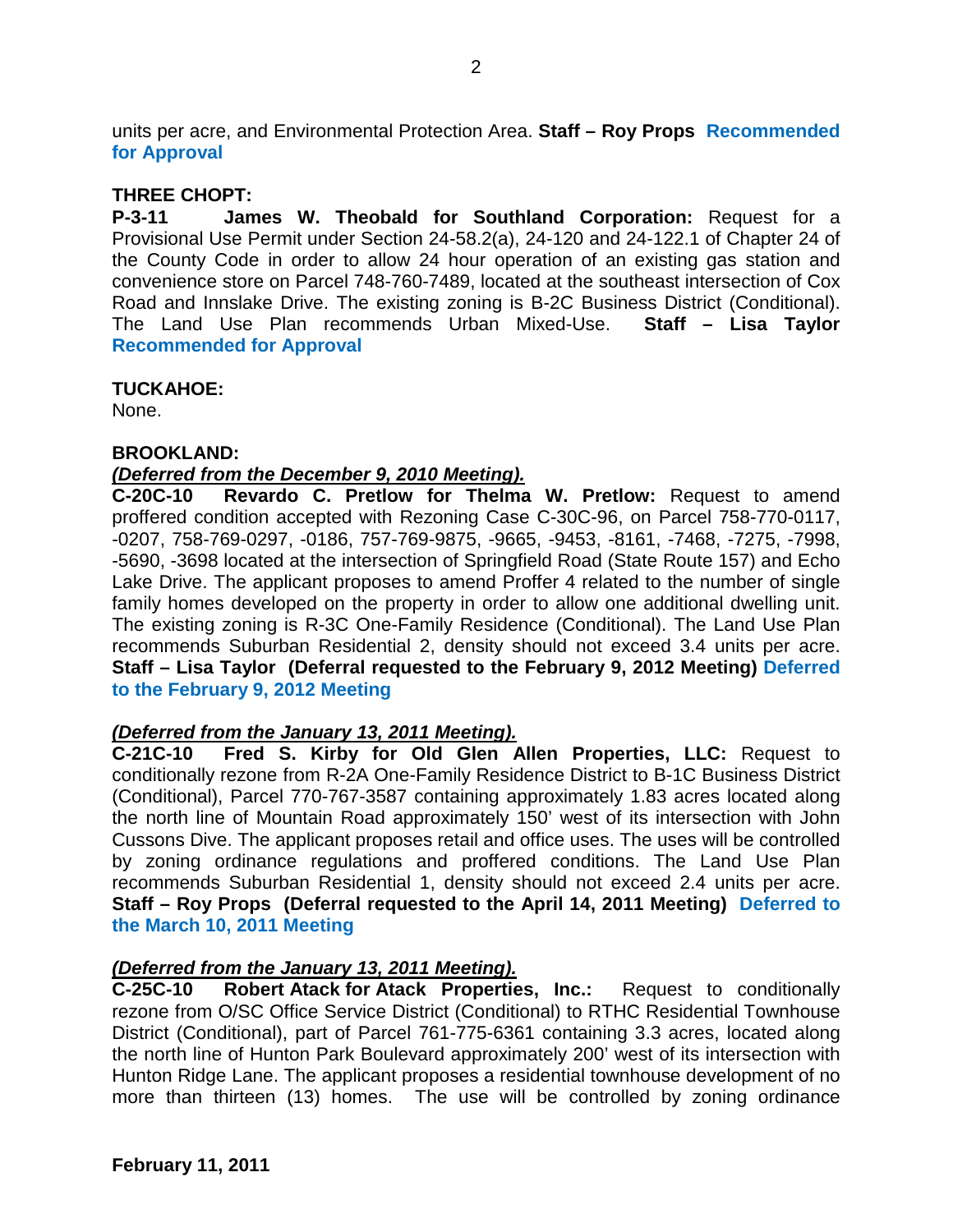units per acre, and Environmental Protection Area. **Staff – Roy Props** **Recommended for Approval**

**THREE CHOPT:**

**P-3-11 James W. Theobald for Southland Corporation:** Request for a Provisional Use Permit under Section 24-58.2(a), 24-120 and 24-122.1 of Chapter 24 of the County Code in order to allow 24 hour operation of an existing gas station and convenience store on Parcel 748-760-7489, located at the southeast intersection of Cox Road and Innslake Drive. The existing zoning is B-2C Business District (Conditional). The Land Use Plan recommends Urban Mixed-Use. **Staff – Lisa Taylor** **Recommended for Approval**

**TUCKAHOE:**

None.

**BROOKLAND:**

***(Deferred from the December 9, 2010 Meeting).***

**C-20C-10 Revardo C. Pretlow for Thelma W. Pretlow:** Request to amend proffered condition accepted with Rezoning Case C-30C-96, on Parcel 758-770-0117, -0207, 758-769-0297, -0186, 757-769-9875, -9665, -9453, -8161, -7468, -7275, -7998, -5690, -3698 located at the intersection of Springfield Road (State Route 157) and Echo Lake Drive. The applicant proposes to amend Proffer 4 related to the number of single family homes developed on the property in order to allow one additional dwelling unit. The existing zoning is R-3C One-Family Residence (Conditional). The Land Use Plan recommends Suburban Residential 2, density should not exceed 3.4 units per acre. **Staff – Lisa Taylor (Deferral requested to the February 9, 2012 Meeting)** **Deferred to the February 9, 2012 Meeting**

***(Deferred from the January 13, 2011 Meeting).***

**C-21C-10 Fred S. Kirby for Old Glen Allen Properties, LLC:** Request to conditionally rezone from R-2A One-Family Residence District to B-1C Business District (Conditional), Parcel 770-767-3587 containing approximately 1.83 acres located along the north line of Mountain Road approximately 150' west of its intersection with John Cussons Dive. The applicant proposes retail and office uses. The uses will be controlled by zoning ordinance regulations and proffered conditions. The Land Use Plan recommends Suburban Residential 1, density should not exceed 2.4 units per acre. **Staff – Roy Props (Deferral requested to the April 14, 2011 Meeting)** **Deferred to the March 10, 2011 Meeting**

***(Deferred from the January 13, 2011 Meeting).***

**C-25C-10 Robert Atack for Atack Properties, Inc.:** Request to conditionally rezone from O/SC Office Service District (Conditional) to RTHC Residential Townhouse District (Conditional), part of Parcel 761-775-6361 containing 3.3 acres, located along the north line of Hunton Park Boulevard approximately 200' west of its intersection with Hunton Ridge Lane. The applicant proposes a residential townhouse development of no more than thirteen (13) homes. The use will be controlled by zoning ordinance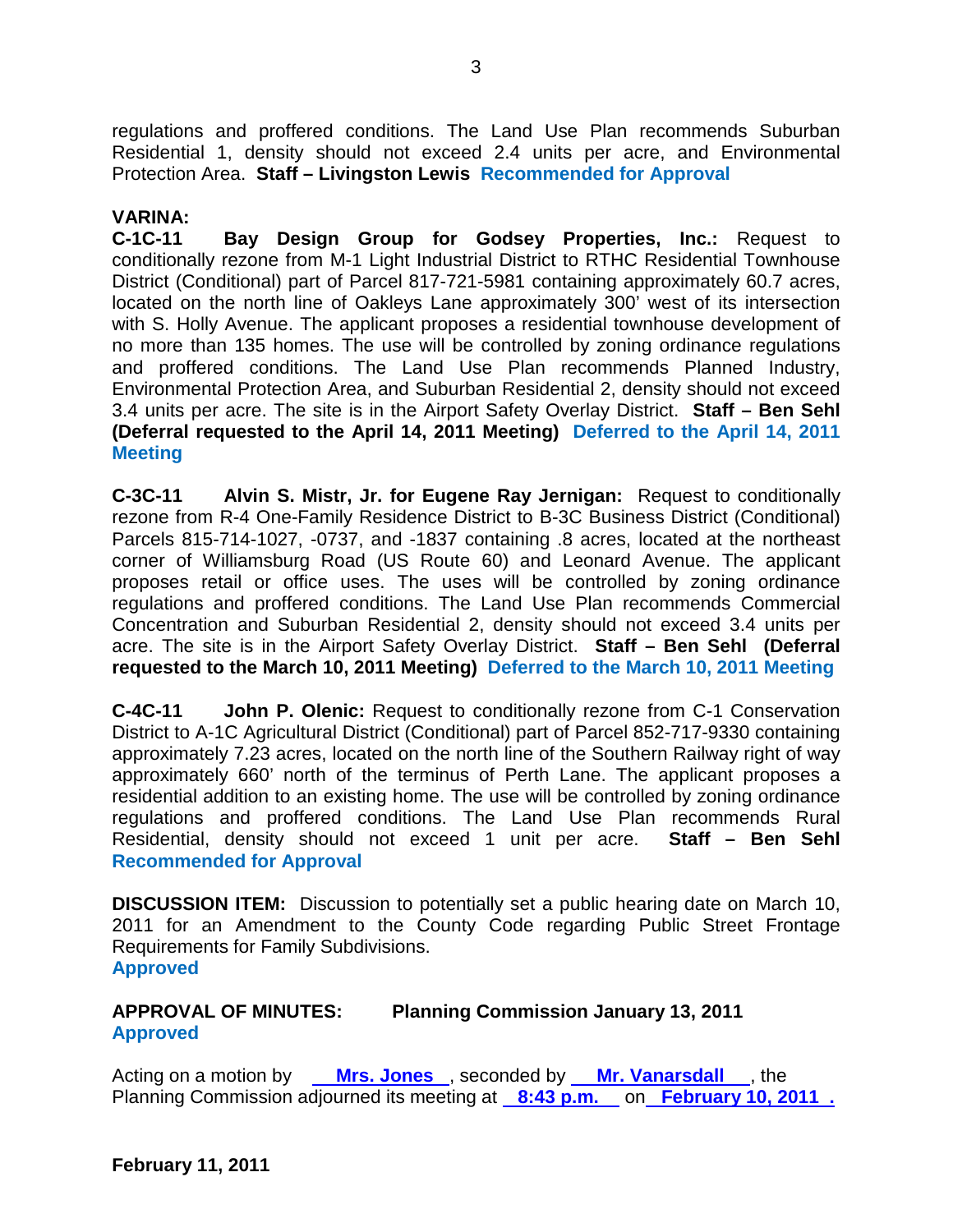regulations and proffered conditions. The Land Use Plan recommends Suburban Residential 1, density should not exceed 2.4 units per acre, and Environmental Protection Area. **Staff – Livingston Lewis** **Recommended for Approval**

**VARINA:**

**C-1C-11 Bay Design Group for Godsey Properties, Inc.:** Request to conditionally rezone from M-1 Light Industrial District to RTHC Residential Townhouse District (Conditional) part of Parcel 817-721-5981 containing approximately 60.7 acres, located on the north line of Oakleys Lane approximately 300' west of its intersection with S. Holly Avenue. The applicant proposes a residential townhouse development of no more than 135 homes. The use will be controlled by zoning ordinance regulations and proffered conditions. The Land Use Plan recommends Planned Industry, Environmental Protection Area, and Suburban Residential 2, density should not exceed 3.4 units per acre. The site is in the Airport Safety Overlay District. **Staff – Ben Sehl (Deferral requested to the April 14, 2011 Meeting)** **Deferred to the April 14, 2011 Meeting**

**C-3C-11 Alvin S. Mistr, Jr. for Eugene Ray Jernigan:** Request to conditionally rezone from R-4 One-Family Residence District to B-3C Business District (Conditional) Parcels 815-714-1027, -0737, and -1837 containing .8 acres, located at the northeast corner of Williamsburg Road (US Route 60) and Leonard Avenue. The applicant proposes retail or office uses. The uses will be controlled by zoning ordinance regulations and proffered conditions. The Land Use Plan recommends Commercial Concentration and Suburban Residential 2, density should not exceed 3.4 units per acre. The site is in the Airport Safety Overlay District. **Staff – Ben Sehl (Deferral requested to the March 10, 2011 Meeting)** **Deferred to the March 10, 2011 Meeting**

**C-4C-11 John P. Olenic:** Request to conditionally rezone from C-1 Conservation District to A-1C Agricultural District (Conditional) part of Parcel 852-717-9330 containing approximately 7.23 acres, located on the north line of the Southern Railway right of way approximately 660' north of the terminus of Perth Lane. The applicant proposes a residential addition to an existing home. The use will be controlled by zoning ordinance regulations and proffered conditions. The Land Use Plan recommends Rural Residential, density should not exceed 1 unit per acre. **Staff – Ben Sehl** **Recommended for Approval**

**DISCUSSION ITEM:** Discussion to potentially set a public hearing date on March 10, 2011 for an Amendment to the County Code regarding Public Street Frontage Requirements for Family Subdivisions.
**Approved**

**APPROVAL OF MINUTES: Planning Commission January 13, 2011**
**Approved**

Acting on a motion by **Mrs. Jones**, seconded by **Mr. Vanarsdall**, the Planning Commission adjourned its meeting at **8:43 p.m.** on **February 10, 2011**.

**February 11, 2011**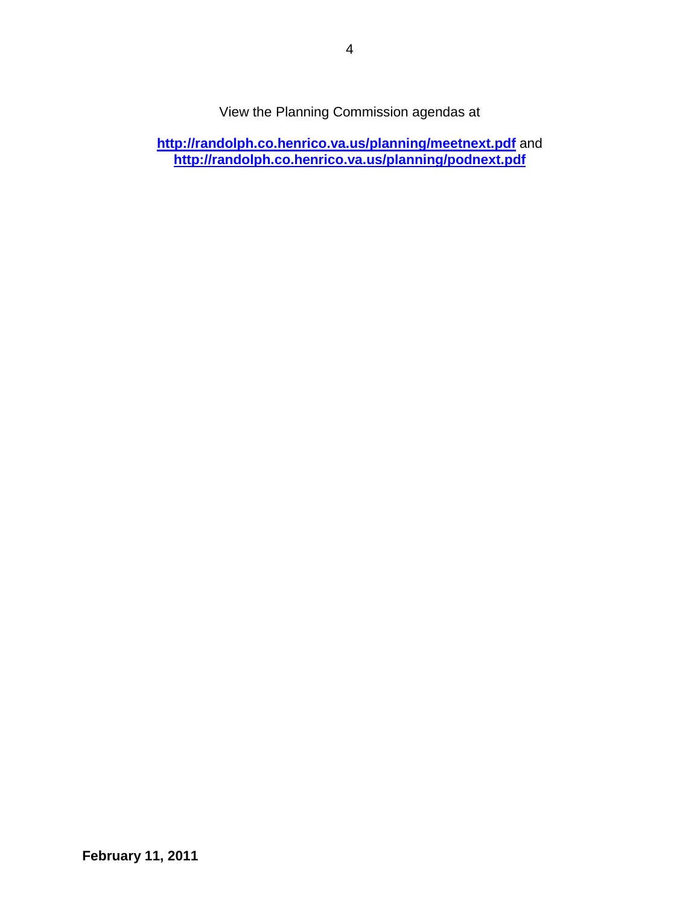View the Planning Commission agendas at

**[http://randolph.co.henrico.va.us/planning/meetnext.pdf](http://randolph.co.henrico.va.us/planning/meetnext.pdf)** and
**[http://randolph.co.henrico.va.us/planning/podnext.pdf](http://randolph.co.henrico.va.us/planning/podnext.pdf)**